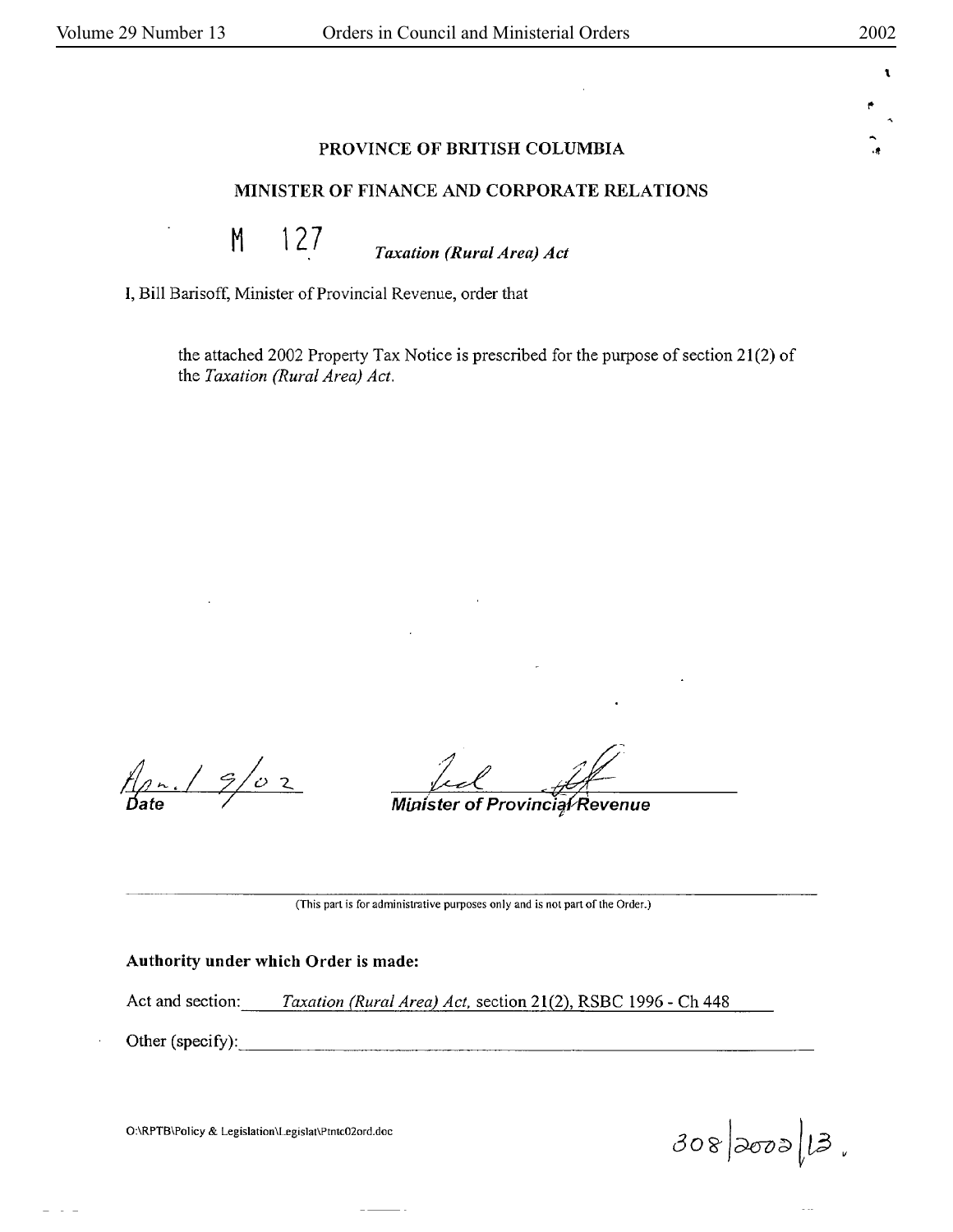# PROVINCE OF BRITISH COLUMBIA

## MINISTER OF FINANCE AND CORPORATE RELATIONS

M 127 *Taxation (Rural Area) Act*

I, Bill Barisoff, Minister of Provincial Revenue, order that

> the attached 2002 Property Tax Notice is prescribed for the purpose of section 21(2) of the *Taxation (Rural Area) Act.*

Apr. 1 9/02
Date

Minister of Provincial Revenue

(This part is for administrative purposes only and is not part of the Order.)

**Authority under which Order is made:**

Act and section: *Taxation (Rural Area) Act,* section 21(2), RSBC 1996 - Ch 448

Other (specify): ______

O:\RPTB\Policy & Legislation\Legislat\Ptntc02ord.doc

308|2002|13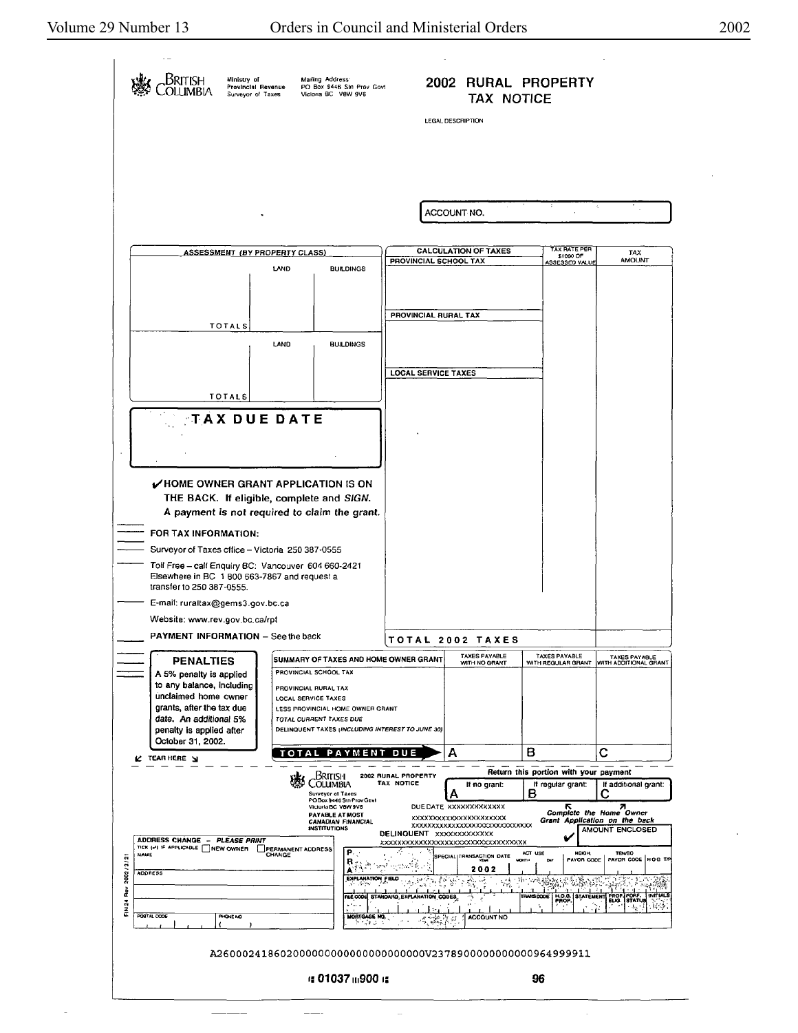BRITISH COLUMBIA

Ministry of Provincial Revenue
Surveyor of Taxes

Mailing Address:
PO Box 9446 Stn Prov Govt
Victoria BC V8W 9V6

# 2002 RURAL PROPERTY TAX NOTICE

LEGAL DESCRIPTION

ACCOUNT NO.

| ASSESSMENT (BY PROPERTY CLASS) | LAND | BUILDINGS |
|---|---|---|
| | | |
| TOTALS | | |
| | LAND | BUILDINGS |
| | | |
| TOTALS | | |

| CALCULATION OF TAXES | TAX RATE PER $1000 OF ASSESSED VALUE | TAX AMOUNT |
|---|---|---|
| PROVINCIAL SCHOOL TAX | | |
| PROVINCIAL RURAL TAX | | |
| LOCAL SERVICE TAXES | | |
| TOTAL 2002 TAXES | | |

**TAX DUE DATE**

✔ **HOME OWNER GRANT APPLICATION IS ON THE BACK. If eligible, complete and *SIGN*.**
***A payment is not required to claim the grant.***

**FOR TAX INFORMATION:**

Surveyor of Taxes office – Victoria 250 387-0555

Toll Free – call Enquiry BC: Vancouver 604 660-2421
Elsewhere in BC 1 800 663-7867 and request a transfer to 250 387-0555.

E-mail: ruraltax@gems3.gov.bc.ca

Website: www.rev.gov.bc.ca/rpt

**PAYMENT INFORMATION** – See the back

**PENALTIES**

A 5% penalty is applied to any balance, including unclaimed home owner grants, after the tax due date. An additional 5% penalty is applied after October 31, 2002.

| SUMMARY OF TAXES AND HOME OWNER GRANT | TAXES PAYABLE WITH NO GRANT | TAXES PAYABLE WITH REGULAR GRANT | TAXES PAYABLE WITH ADDITIONAL GRANT |
|---|---|---|---|
| PROVINCIAL SCHOOL TAX | | | |
| PROVINCIAL RURAL TAX | | | |
| LOCAL SERVICE TAXES | | | |
| LESS PROVINCIAL HOME OWNER GRANT | | | |
| TOTAL CURRENT TAXES DUE | | | |
| DELINQUENT TAXES (INCLUDING INTEREST TO JUNE 30) | | | |
| **TOTAL PAYMENT DUE** | A | B | C |

TEAR HERE

---

BRITISH COLUMBIA — 2002 RURAL PROPERTY TAX NOTICE

Surveyor of Taxes
PO Box 9446 Stn Prov Govt
Victoria BC V8W 9V6

PAYABLE AT MOST CANADIAN FINANCIAL INSTITUTIONS

**Return this portion with your payment**

| If no grant: | If regular grant: | If additional grant: |
|---|---|---|
| A | B | C |

DUE DATE XXXXXXXXXXXXX
XXXXXXXXXXXXXXXXXXXXXX
XXXXXXXXXXXXXXXXXXXXXXXXXXXXXXX
DELINQUENT XXXXXXXXXXXXX
XXXXXXXXXXXXXXXXXXXXXXXXXXXXXXXXXX

*Complete the Home Owner Grant Application on the back*

AMOUNT ENCLOSED

ADDRESS CHANGE – *PLEASE PRINT*
TICK (✔) IF APPLICABLE ☐ NEW OWNER ☐ PERMANENT ADDRESS CHANGE

NAME

ADDRESS

POSTAL CODE | PHONE NO ( )

P
R
A

SPECIAL | TRANSACTION DATE YEAR 2002 MONTH DAY | ACT USE | NEIGH. PAYOR CODE | TEN/SO PAYOR CODE | H O G T/P

EXPLANATION FIELD

FILE CODE | STANDARD EXPLANATION CODES | TRANS CODE | H.O.G. PROP. | STATEMENT | PROP. ELIG. | FORF. STATUS | INITIALS

MORTGAGE NO. | ACCOUNT NO

FIN 24 Rev. 2002 / 3 / 21

A26000241860200000000000000000000V23789000000000000964999911

⑆ 01037 ⑈900 ⑆ 96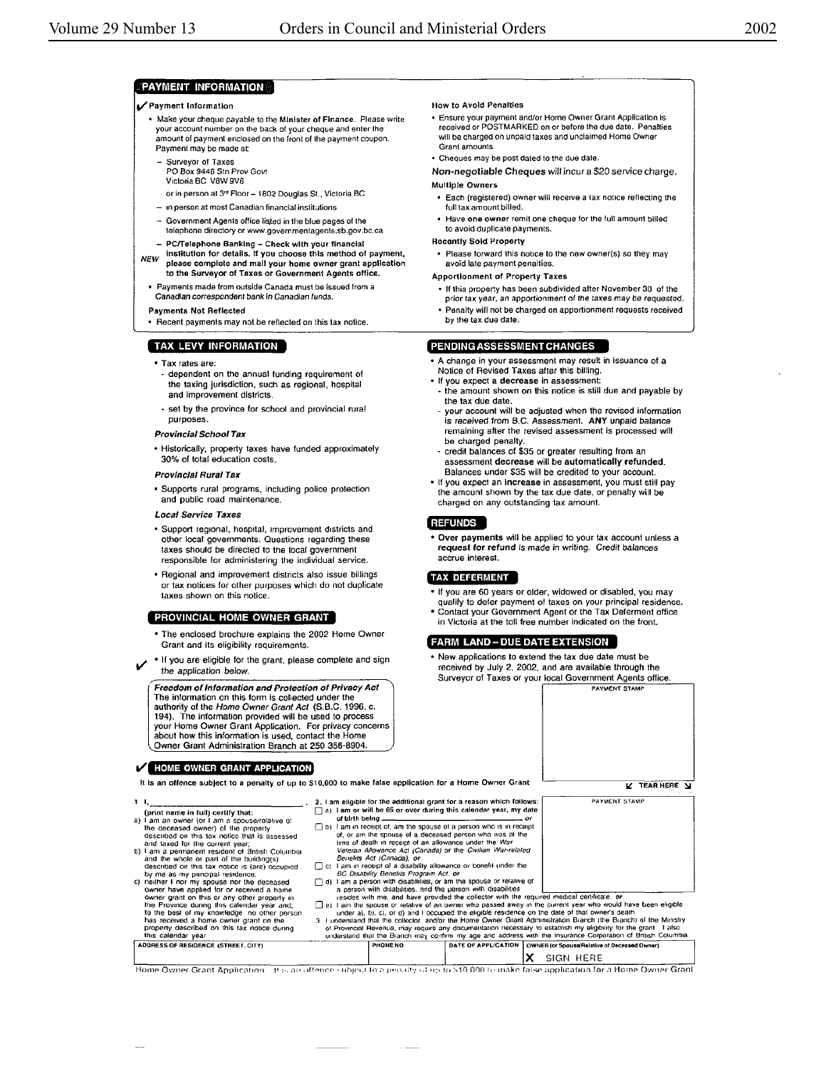## PAYMENT INFORMATION

✓ **Payment Information**

- Make your cheque payable to the **Minister of Finance**. Please write your account number on the back of your cheque and enter the amount of payment enclosed on the front of the payment coupon. Payment may be made at:
  - Surveyor of Taxes
    PO Box 9446 Stn Prov Govt
    Victoria BC V8W 9V6
    or in person at 3rd Floor – 1802 Douglas St., Victoria BC
  - in person at most Canadian financial institutions
  - Government Agents office listed in the blue pages of the telephone directory or www.governmentagents.sb.gov.bc.ca
  - **PC/Telephone Banking – Check with your financial institution for details. If you choose this method of payment, please complete and mail your home owner grant application to the Surveyor of Taxes or Government Agents office.** *NEW*
- Payments made from outside Canada must be issued from a *Canadian correspondent bank in Canadian funds.*

**Payments Not Reflected**

- Recent payments may not be reflected on this tax notice.

**How to Avoid Penalties**

- Ensure your payment and/or Home Owner Grant Application is received or POSTMARKED on or before the due date. Penalties will be charged on unpaid taxes and unclaimed Home Owner Grant amounts.
- Cheques may be post dated to the due date.

***Non-negotiable Cheques** will incur a $20 service charge.*

**Multiple Owners**

- Each (registered) owner will receive a tax notice reflecting the full tax amount billed.
- Have **one owner** remit one cheque for the full amount billed to avoid duplicate payments.

**Recently Sold Property**

- Please forward this notice to the new owner(s) so they may avoid late payment penalties.

**Apportionment of Property Taxes**

- If this property has been subdivided after November 30 of the prior tax year, an apportionment of the taxes may be requested.
- Penalty will not be charged on apportionment requests received by the tax due date.

## TAX LEVY INFORMATION

- Tax rates are:
  - dependent on the annual funding requirement of the taxing jurisdiction, such as regional, hospital and improvement districts.
  - set by the province for school and provincial rural purposes.

***Provincial School Tax***

- Historically, property taxes have funded approximately 30% of total education costs.

***Provincial Rural Tax***

- Supports rural programs, including police protection and public road maintenance.

***Local Service Taxes***

- Support regional, hospital, improvement districts and other local governments. Questions regarding these taxes should be directed to the local government responsible for administering the individual service.
- Regional and improvement districts also issue billings or tax notices for other purposes which do not duplicate taxes shown on this notice.

## PROVINCIAL HOME OWNER GRANT

- The enclosed brochure explains the 2002 Home Owner Grant and its eligibility requirements.
- ✓ If you are eligible for the grant, please complete and sign *the application below.*

***Freedom of Information and Protection of Privacy Act***
**The information on this form is collected under the authority of the *Home Owner Grant Act* (S.B.C. 1996, c. 194). The information provided will be used to process your Home Owner Grant Application. For privacy concerns about how this information is used, contact the Home Owner Grant Administration Branch at 250 356-8904.**

## PENDING ASSESSMENT CHANGES

- A change in your assessment may result in issuance of a Notice of Revised Taxes after this billing.
- If you expect a **decrease** in assessment:
  - the amount shown on this notice is still due and payable by the tax due date.
  - your account will be adjusted when the revised information is received from B.C. Assessment. **ANY** *unpaid balance remaining after the revised assessment is processed will be charged penalty.*
  - credit balances of $35 or greater resulting from an assessment **decrease will be automatically refunded.** Balances under $35 will be credited to your account.
- If you expect an **increase** in assessment, you must still pay the amount shown by the tax due date, or penalty will be charged on any outstanding tax amount.

## REFUNDS

- **Over payments** will be applied to your tax account unless a **request for refund** *is made in writing. Credit balances accrue interest.*

## TAX DEFERMENT

- If you are 60 years or older, widowed or disabled, you may qualify to defer payment of taxes on your principal residence.
- Contact your Government Agent or the Tax Deferment office in Victoria at the toll free number indicated on the front.

## FARM LAND – DUE DATE EXTENSION

- New applications to extend the tax due date must be received by July 2, 2002, and are available through the Surveyor of Taxes or your local Government Agents office.

PAYMENT STAMP

## ✓ HOME OWNER GRANT APPLICATION

**It is an offence subject to a penalty of up to $10,000 to make false application for a Home Owner Grant**

↙ TEAR HERE ↘

1. I, ______________________________ (print name in full) certify that:
   a) I am an owner (or I am a spouse/relative of the deceased owner) of the property described on this tax notice that is assessed and taxed for the current year;
   b) I am a permanent resident of British Columbia and the whole or part of the building(s) described on this tax notice is (are) occupied by me as my principal residence;
   c) neither I nor my spouse nor the deceased owner have applied for or received a home owner grant on this or any other property in the Province during this calendar year and, to the best of my knowledge no other person has received a home owner grant on the property described on this tax notice during this calendar year.
2. I am eligible for the additional grant for a reason which follows:
   - ☐ a) **I am or will be 65 or over during this calendar year, my date of birth being ______________ or**
   - ☐ b) I am in receipt of, am the spouse of a person who is in receipt of, or am the spouse of a deceased person who was at the time of death in receipt of an allowance under the *War Veteran Allowance Act (Canada)* or the *Civilian War-related Benefits Act (Canada)*, or
   - ☐ c) I am in receipt of a disability allowance or benefit under the *BC Disability Benefits Program Act*, or
   - ☐ d) I am a person with disabilities, or am the spouse or relative of a person with disabilities, and the person with disabilities resides with me, and have provided the collector with the required medical certificate, or
   - ☐ e) I am the spouse or relative of an owner who passed away in the current year who would have been eligible under a), b), c), or d) and I occupied the eligible residence on the date of that owner's death
3. I understand that the collector and/or the Home Owner Grant Administration Branch (the Branch) of the Ministry of Provincial Revenue, may require any documentation necessary to establish my eligibility for the grant. I also understand that the Branch may confirm my age and address with the Insurance Corporation of British Columbia

| ADDRESS OF RESIDENCE (STREET, CITY) | PHONE NO | DATE OF APPLICATION | OWNER (or Spouse/Relative of Deceased Owner) |
|---|---|---|---|
| | | | X SIGN HERE |

PAYMENT STAMP

Home Owner Grant Application — It is an offence subject to a penalty of up to $10,000 to make false application for a Home Owner Grant